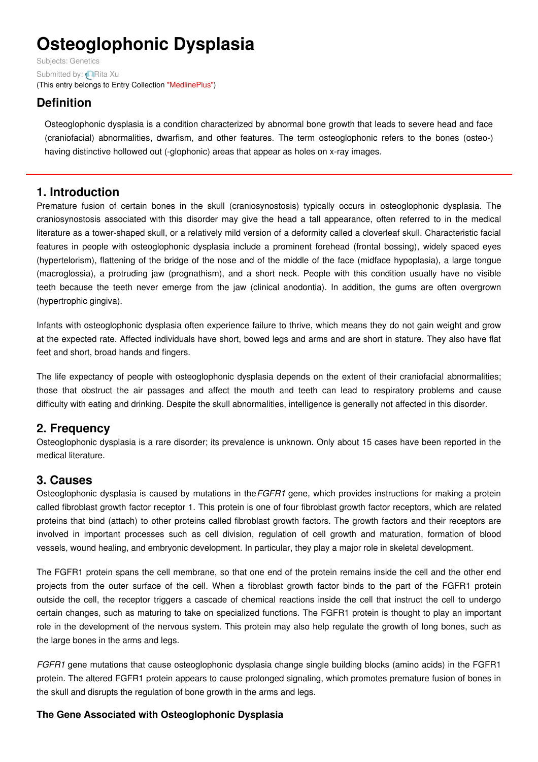# Osteoglophonic Dysplasia

Subjects: Genetics

Submitted by: Rita Xu

(This entry belongs to Entry Collection "MedlinePlus")

## Definition

Osteoglophonic dysplasia is a condition characterized by abnormal bone growth that leads to severe head and face (craniofacial) abnormalities, dwarfism, and other features. The term osteoglophonic refers to the bones (osteo-) having distinctive hollowed out (-glophonic) areas that appear as holes on x-ray images.

## 1. Introduction

Premature fusion of certain bones in the skull (craniosynostosis) typically occurs in osteoglophonic dysplasia. The craniosynostosis associated with this disorder may give the head a tall appearance, often referred to in the medical literature as a tower-shaped skull, or a relatively mild version of a deformity called a cloverleaf skull. Characteristic facial features in people with osteoglophonic dysplasia include a prominent forehead (frontal bossing), widely spaced eyes (hypertelorism), flattening of the bridge of the nose and of the middle of the face (midface hypoplasia), a large tongue (macroglossia), a protruding jaw (prognathism), and a short neck. People with this condition usually have no visible teeth because the teeth never emerge from the jaw (clinical anodontia). In addition, the gums are often overgrown (hypertrophic gingiva).

Infants with osteoglophonic dysplasia often experience failure to thrive, which means they do not gain weight and grow at the expected rate. Affected individuals have short, bowed legs and arms and are short in stature. They also have flat feet and short, broad hands and fingers.

The life expectancy of people with osteoglophonic dysplasia depends on the extent of their craniofacial abnormalities; those that obstruct the air passages and affect the mouth and teeth can lead to respiratory problems and cause difficulty with eating and drinking. Despite the skull abnormalities, intelligence is generally not affected in this disorder.

## 2. Frequency

Osteoglophonic dysplasia is a rare disorder; its prevalence is unknown. Only about 15 cases have been reported in the medical literature.

## 3. Causes

Osteoglophonic dysplasia is caused by mutations in the *FGFR1* gene, which provides instructions for making a protein called fibroblast growth factor receptor 1. This protein is one of four fibroblast growth factor receptors, which are related proteins that bind (attach) to other proteins called fibroblast growth factors. The growth factors and their receptors are involved in important processes such as cell division, regulation of cell growth and maturation, formation of blood vessels, wound healing, and embryonic development. In particular, they play a major role in skeletal development.

The FGFR1 protein spans the cell membrane, so that one end of the protein remains inside the cell and the other end projects from the outer surface of the cell. When a fibroblast growth factor binds to the part of the FGFR1 protein outside the cell, the receptor triggers a cascade of chemical reactions inside the cell that instruct the cell to undergo certain changes, such as maturing to take on specialized functions. The FGFR1 protein is thought to play an important role in the development of the nervous system. This protein may also help regulate the growth of long bones, such as the large bones in the arms and legs.

*FGFR1* gene mutations that cause osteoglophonic dysplasia change single building blocks (amino acids) in the FGFR1 protein. The altered FGFR1 protein appears to cause prolonged signaling, which promotes premature fusion of bones in the skull and disrupts the regulation of bone growth in the arms and legs.

### The Gene Associated with Osteoglophonic Dysplasia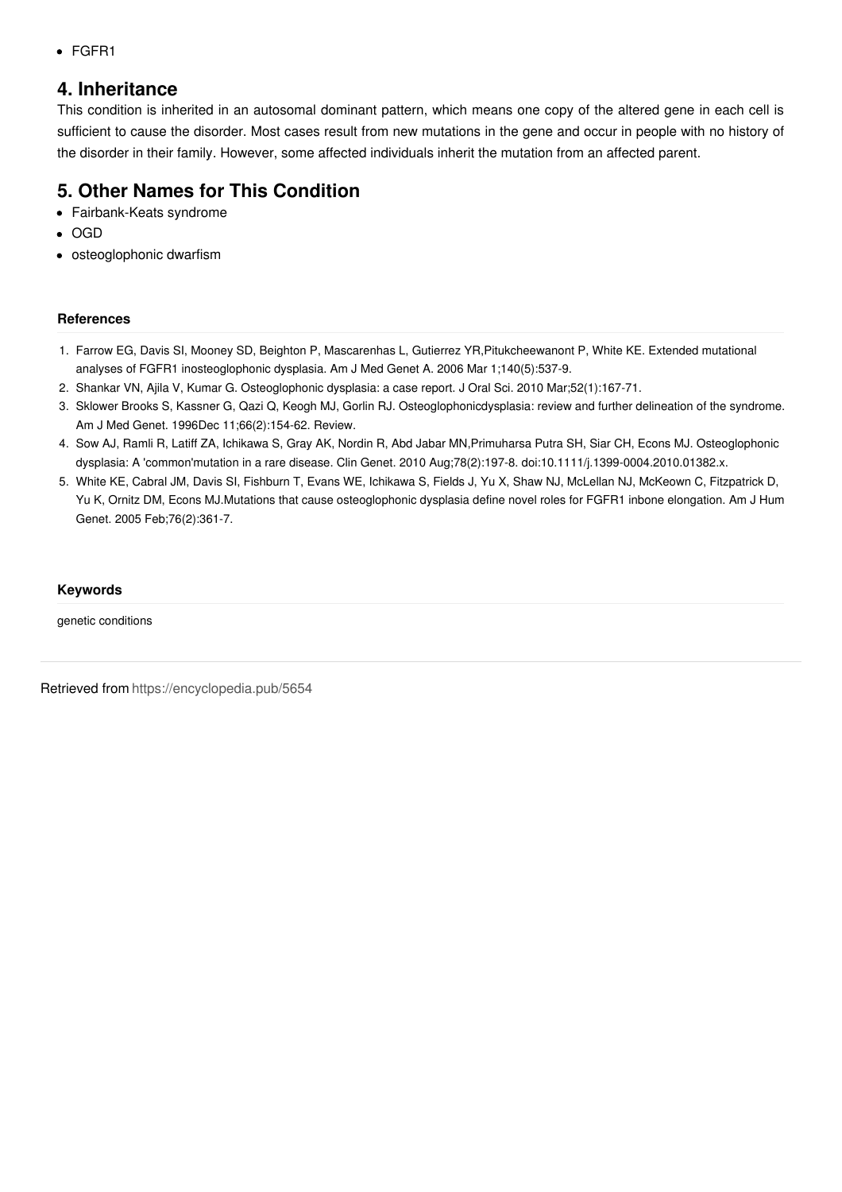- FGFR1

## 4. Inheritance

This condition is inherited in an autosomal dominant pattern, which means one copy of the altered gene in each cell is sufficient to cause the disorder. Most cases result from new mutations in the gene and occur in people with no history of the disorder in their family. However, some affected individuals inherit the mutation from an affected parent.

## 5. Other Names for This Condition

- Fairbank-Keats syndrome
- OGD
- osteoglophonic dwarfism

### References

1. Farrow EG, Davis SI, Mooney SD, Beighton P, Mascarenhas L, Gutierrez YR,Pitukcheewanont P, White KE. Extended mutational analyses of FGFR1 inosteoglophonic dysplasia. Am J Med Genet A. 2006 Mar 1;140(5):537-9.
2. Shankar VN, Ajila V, Kumar G. Osteoglophonic dysplasia: a case report. J Oral Sci. 2010 Mar;52(1):167-71.
3. Sklower Brooks S, Kassner G, Qazi Q, Keogh MJ, Gorlin RJ. Osteoglophonicdysplasia: review and further delineation of the syndrome. Am J Med Genet. 1996Dec 11;66(2):154-62. Review.
4. Sow AJ, Ramli R, Latiff ZA, Ichikawa S, Gray AK, Nordin R, Abd Jabar MN,Primuharsa Putra SH, Siar CH, Econs MJ. Osteoglophonic dysplasia: A 'common'mutation in a rare disease. Clin Genet. 2010 Aug;78(2):197-8. doi:10.1111/j.1399-0004.2010.01382.x.
5. White KE, Cabral JM, Davis SI, Fishburn T, Evans WE, Ichikawa S, Fields J, Yu X, Shaw NJ, McLellan NJ, McKeown C, Fitzpatrick D, Yu K, Ornitz DM, Econs MJ.Mutations that cause osteoglophonic dysplasia define novel roles for FGFR1 inbone elongation. Am J Hum Genet. 2005 Feb;76(2):361-7.

### Keywords

genetic conditions

Retrieved from https://encyclopedia.pub/5654